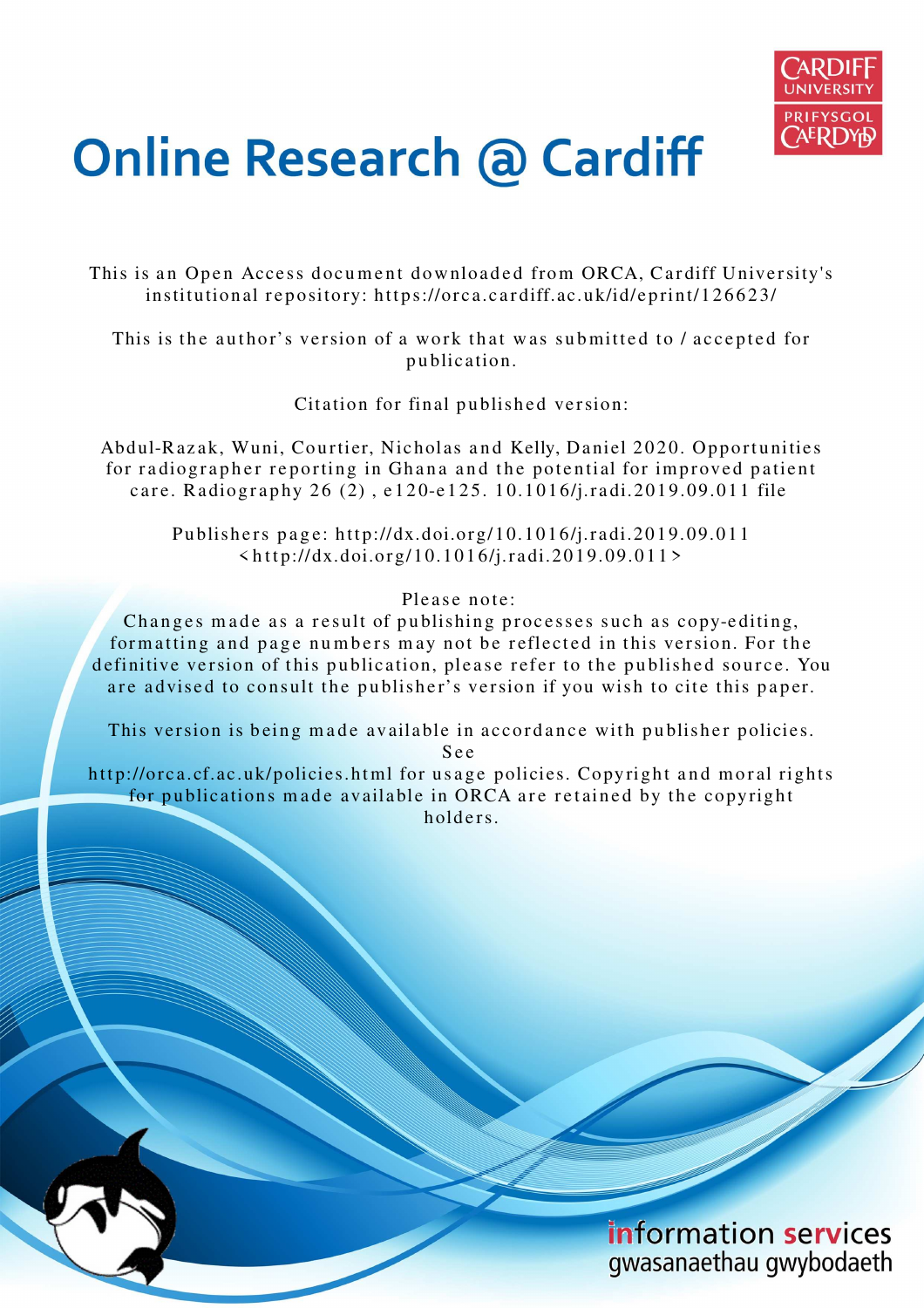# Online Research @ Cardiff

This is an Open Access document downloaded from ORCA, Cardiff University's institutional repository: https://orca.cardiff.ac.uk/id/eprint/126623/

This is the author's version of a work that was submitted to / accepted for publication.

Citation for final published version:

Abdul-Razak, Wuni, Courtier, Nicholas and Kelly, Daniel 2020. Opportunities for radiographer reporting in Ghana and the potential for improved patient care. Radiography 26 (2) , e120-e125. 10.1016/j.radi.2019.09.011 file

Publishers page: http://dx.doi.org/10.1016/j.radi.2019.09.011 <http://dx.doi.org/10.1016/j.radi.2019.09.011>

Please note:
Changes made as a result of publishing processes such as copy-editing, formatting and page numbers may not be reflected in this version. For the definitive version of this publication, please refer to the published source. You are advised to consult the publisher's version if you wish to cite this paper.

This version is being made available in accordance with publisher policies. See
http://orca.cf.ac.uk/policies.html for usage policies. Copyright and moral rights for publications made available in ORCA are retained by the copyright holders.

information services
gwasanaethau gwybodaeth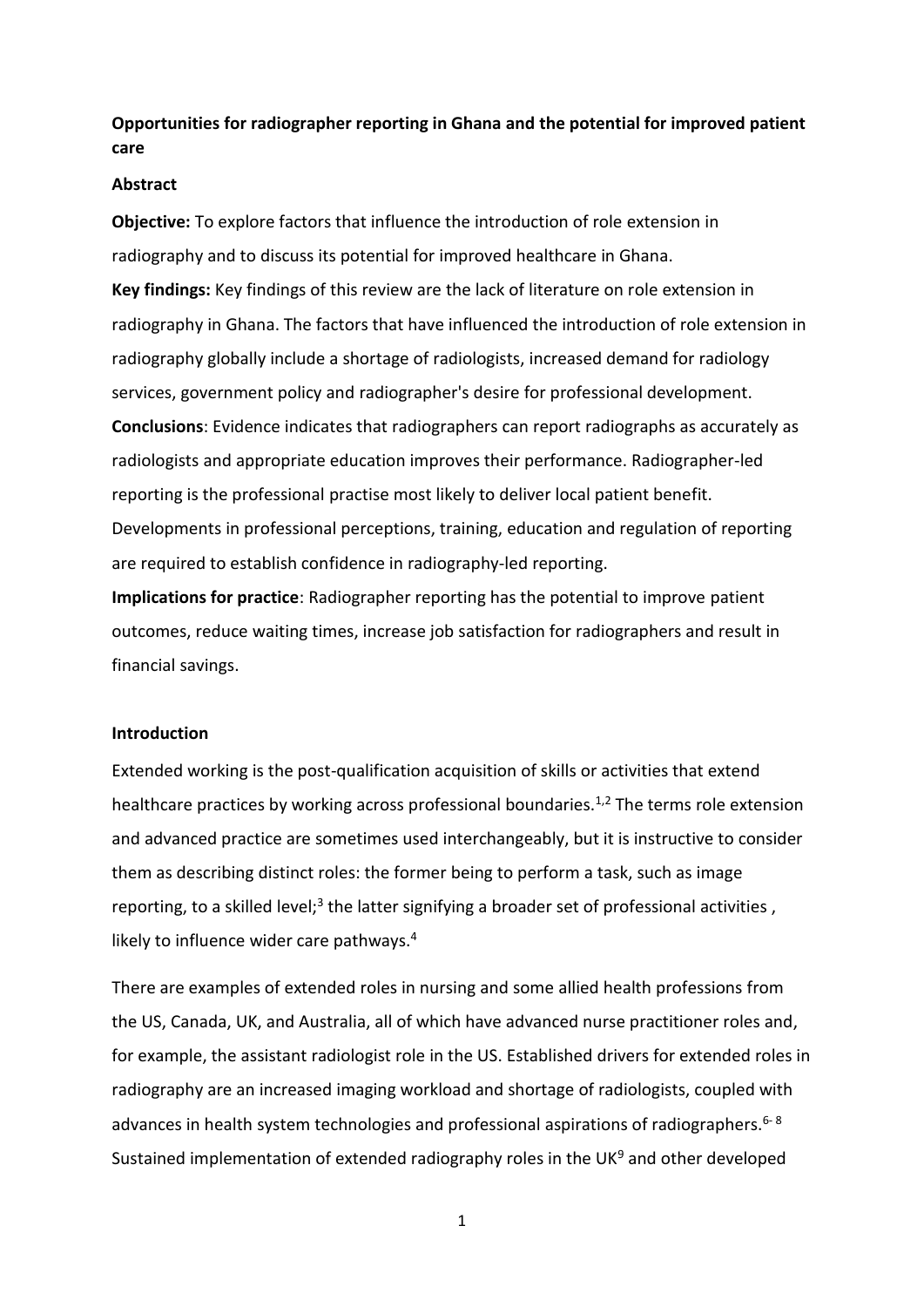**Opportunities for radiographer reporting in Ghana and the potential for improved patient care**

**Abstract**

**Objective:** To explore factors that influence the introduction of role extension in radiography and to discuss its potential for improved healthcare in Ghana.

**Key findings:** Key findings of this review are the lack of literature on role extension in radiography in Ghana. The factors that have influenced the introduction of role extension in radiography globally include a shortage of radiologists, increased demand for radiology services, government policy and radiographer's desire for professional development.

**Conclusions**: Evidence indicates that radiographers can report radiographs as accurately as radiologists and appropriate education improves their performance. Radiographer-led reporting is the professional practise most likely to deliver local patient benefit. Developments in professional perceptions, training, education and regulation of reporting are required to establish confidence in radiography-led reporting.

**Implications for practice**: Radiographer reporting has the potential to improve patient outcomes, reduce waiting times, increase job satisfaction for radiographers and result in financial savings.

**Introduction**

Extended working is the post-qualification acquisition of skills or activities that extend healthcare practices by working across professional boundaries.[1,2] The terms role extension and advanced practice are sometimes used interchangeably, but it is instructive to consider them as describing distinct roles: the former being to perform a task, such as image reporting, to a skilled level;[3] the latter signifying a broader set of professional activities , likely to influence wider care pathways.[4]

There are examples of extended roles in nursing and some allied health professions from the US, Canada, UK, and Australia, all of which have advanced nurse practitioner roles and, for example, the assistant radiologist role in the US. Established drivers for extended roles in radiography are an increased imaging workload and shortage of radiologists, coupled with advances in health system technologies and professional aspirations of radiographers.[6-8] Sustained implementation of extended radiography roles in the UK[9] and other developed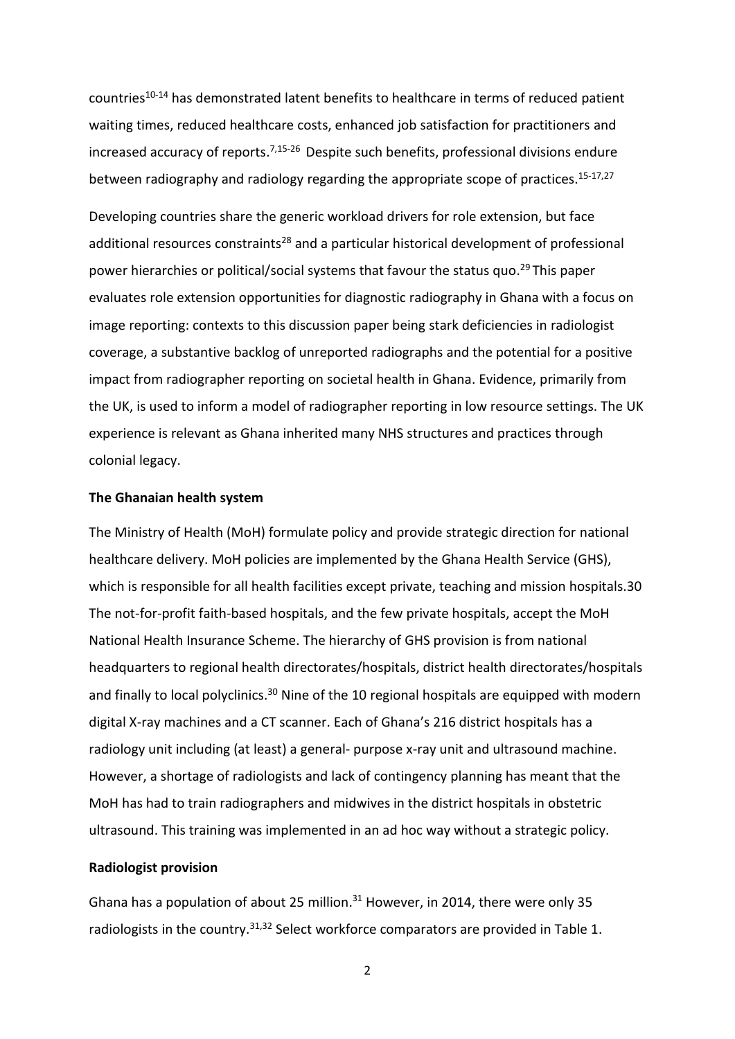countries[10-14] has demonstrated latent benefits to healthcare in terms of reduced patient waiting times, reduced healthcare costs, enhanced job satisfaction for practitioners and increased accuracy of reports.[7,15-26] Despite such benefits, professional divisions endure between radiography and radiology regarding the appropriate scope of practices.[15-17,27]

Developing countries share the generic workload drivers for role extension, but face additional resources constraints[28] and a particular historical development of professional power hierarchies or political/social systems that favour the status quo.[29] This paper evaluates role extension opportunities for diagnostic radiography in Ghana with a focus on image reporting: contexts to this discussion paper being stark deficiencies in radiologist coverage, a substantive backlog of unreported radiographs and the potential for a positive impact from radiographer reporting on societal health in Ghana. Evidence, primarily from the UK, is used to inform a model of radiographer reporting in low resource settings. The UK experience is relevant as Ghana inherited many NHS structures and practices through colonial legacy.

**The Ghanaian health system**

The Ministry of Health (MoH) formulate policy and provide strategic direction for national healthcare delivery. MoH policies are implemented by the Ghana Health Service (GHS), which is responsible for all health facilities except private, teaching and mission hospitals.30 The not-for-profit faith-based hospitals, and the few private hospitals, accept the MoH National Health Insurance Scheme. The hierarchy of GHS provision is from national headquarters to regional health directorates/hospitals, district health directorates/hospitals and finally to local polyclinics.[30] Nine of the 10 regional hospitals are equipped with modern digital X-ray machines and a CT scanner. Each of Ghana's 216 district hospitals has a radiology unit including (at least) a general- purpose x-ray unit and ultrasound machine. However, a shortage of radiologists and lack of contingency planning has meant that the MoH has had to train radiographers and midwives in the district hospitals in obstetric ultrasound. This training was implemented in an ad hoc way without a strategic policy.

**Radiologist provision**

Ghana has a population of about 25 million.[31] However, in 2014, there were only 35 radiologists in the country.[31,32] Select workforce comparators are provided in Table 1.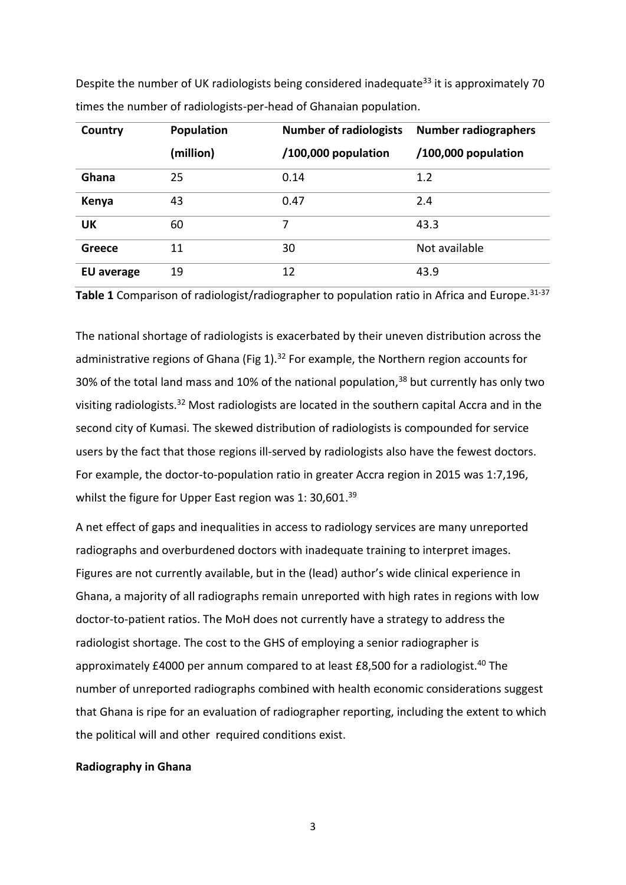Despite the number of UK radiologists being considered inadequate[33] it is approximately 70 times the number of radiologists-per-head of Ghanaian population.

| Country | Population (million) | Number of radiologists /100,000 population | Number radiographers /100,000 population |
|---|---|---|---|
| **Ghana** | 25 | 0.14 | 1.2 |
| **Kenya** | 43 | 0.47 | 2.4 |
| **UK** | 60 | 7 | 43.3 |
| **Greece** | 11 | 30 | Not available |
| **EU average** | 19 | 12 | 43.9 |

**Table 1** Comparison of radiologist/radiographer to population ratio in Africa and Europe.[31-37]

The national shortage of radiologists is exacerbated by their uneven distribution across the administrative regions of Ghana (Fig 1).[32] For example, the Northern region accounts for 30% of the total land mass and 10% of the national population,[38] but currently has only two visiting radiologists.[32] Most radiologists are located in the southern capital Accra and in the second city of Kumasi. The skewed distribution of radiologists is compounded for service users by the fact that those regions ill-served by radiologists also have the fewest doctors. For example, the doctor-to-population ratio in greater Accra region in 2015 was 1:7,196, whilst the figure for Upper East region was 1: 30,601.[39]

A net effect of gaps and inequalities in access to radiology services are many unreported radiographs and overburdened doctors with inadequate training to interpret images. Figures are not currently available, but in the (lead) author's wide clinical experience in Ghana, a majority of all radiographs remain unreported with high rates in regions with low doctor-to-patient ratios. The MoH does not currently have a strategy to address the radiologist shortage. The cost to the GHS of employing a senior radiographer is approximately £4000 per annum compared to at least £8,500 for a radiologist.[40] The number of unreported radiographs combined with health economic considerations suggest that Ghana is ripe for an evaluation of radiographer reporting, including the extent to which the political will and other required conditions exist.

**Radiography in Ghana**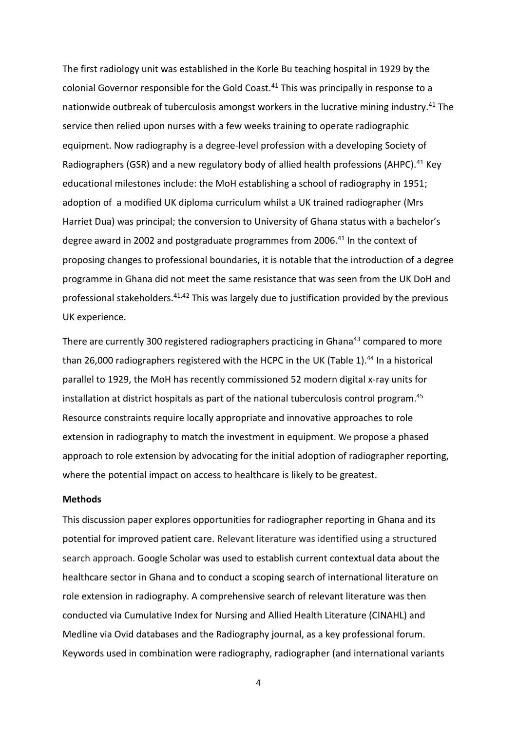The first radiology unit was established in the Korle Bu teaching hospital in 1929 by the colonial Governor responsible for the Gold Coast.[41] This was principally in response to a nationwide outbreak of tuberculosis amongst workers in the lucrative mining industry.[41] The service then relied upon nurses with a few weeks training to operate radiographic equipment. Now radiography is a degree-level profession with a developing Society of Radiographers (GSR) and a new regulatory body of allied health professions (AHPC).[41] Key educational milestones include: the MoH establishing a school of radiography in 1951; adoption of a modified UK diploma curriculum whilst a UK trained radiographer (Mrs Harriet Dua) was principal; the conversion to University of Ghana status with a bachelor's degree award in 2002 and postgraduate programmes from 2006.[41] In the context of proposing changes to professional boundaries, it is notable that the introduction of a degree programme in Ghana did not meet the same resistance that was seen from the UK DoH and professional stakeholders.[41,42] This was largely due to justification provided by the previous UK experience.

There are currently 300 registered radiographers practicing in Ghana[43] compared to more than 26,000 radiographers registered with the HCPC in the UK (Table 1).[44] In a historical parallel to 1929, the MoH has recently commissioned 52 modern digital x-ray units for installation at district hospitals as part of the national tuberculosis control program.[45] Resource constraints require locally appropriate and innovative approaches to role extension in radiography to match the investment in equipment. We propose a phased approach to role extension by advocating for the initial adoption of radiographer reporting, where the potential impact on access to healthcare is likely to be greatest.

**Methods**

This discussion paper explores opportunities for radiographer reporting in Ghana and its potential for improved patient care. Relevant literature was identified using a structured search approach. Google Scholar was used to establish current contextual data about the healthcare sector in Ghana and to conduct a scoping search of international literature on role extension in radiography. A comprehensive search of relevant literature was then conducted via Cumulative Index for Nursing and Allied Health Literature (CINAHL) and Medline via Ovid databases and the Radiography journal, as a key professional forum. Keywords used in combination were radiography, radiographer (and international variants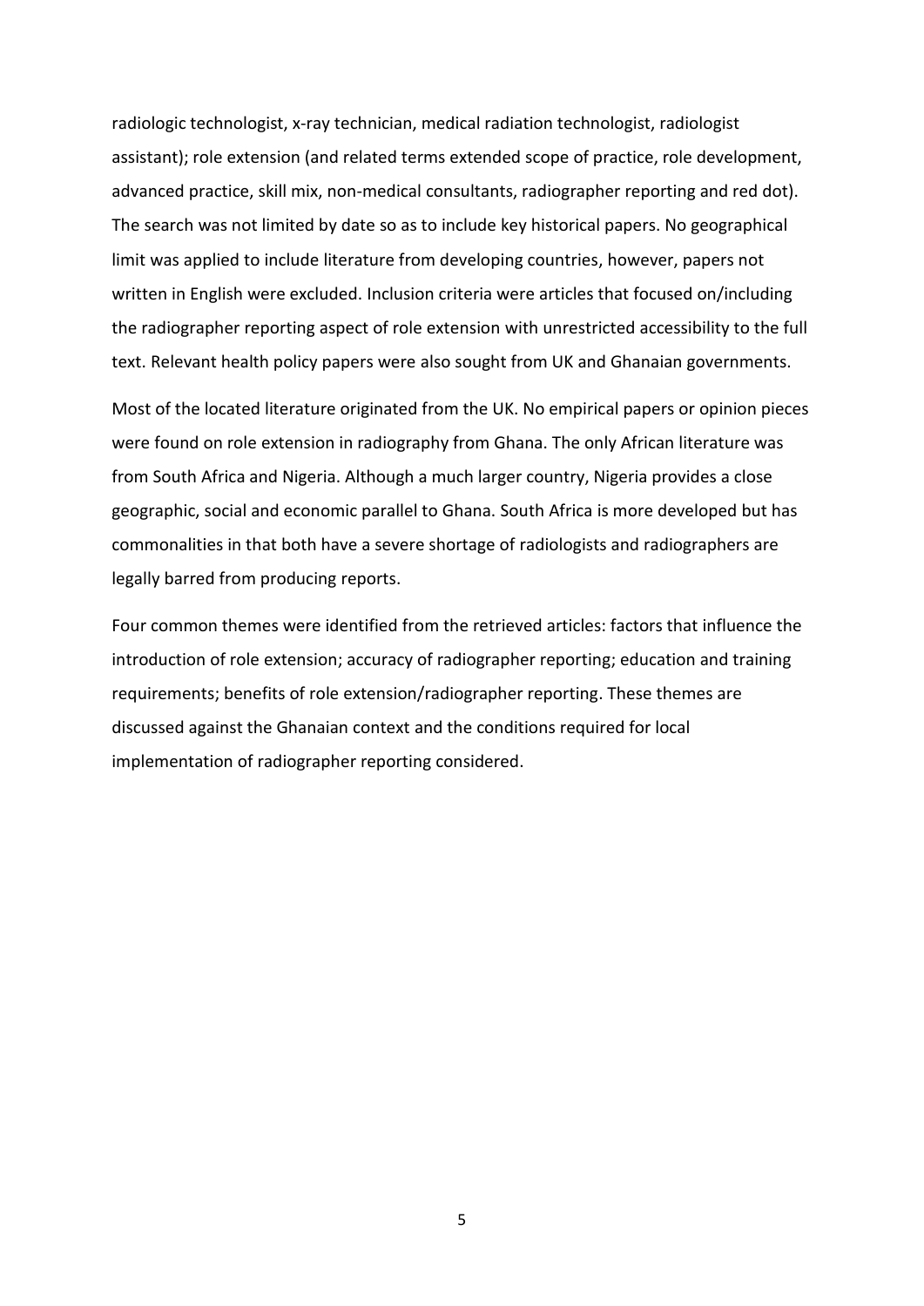radiologic technologist, x-ray technician, medical radiation technologist, radiologist assistant); role extension (and related terms extended scope of practice, role development, advanced practice, skill mix, non-medical consultants, radiographer reporting and red dot). The search was not limited by date so as to include key historical papers. No geographical limit was applied to include literature from developing countries, however, papers not written in English were excluded. Inclusion criteria were articles that focused on/including the radiographer reporting aspect of role extension with unrestricted accessibility to the full text. Relevant health policy papers were also sought from UK and Ghanaian governments.

Most of the located literature originated from the UK. No empirical papers or opinion pieces were found on role extension in radiography from Ghana. The only African literature was from South Africa and Nigeria. Although a much larger country, Nigeria provides a close geographic, social and economic parallel to Ghana. South Africa is more developed but has commonalities in that both have a severe shortage of radiologists and radiographers are legally barred from producing reports.

Four common themes were identified from the retrieved articles: factors that influence the introduction of role extension; accuracy of radiographer reporting; education and training requirements; benefits of role extension/radiographer reporting. These themes are discussed against the Ghanaian context and the conditions required for local implementation of radiographer reporting considered.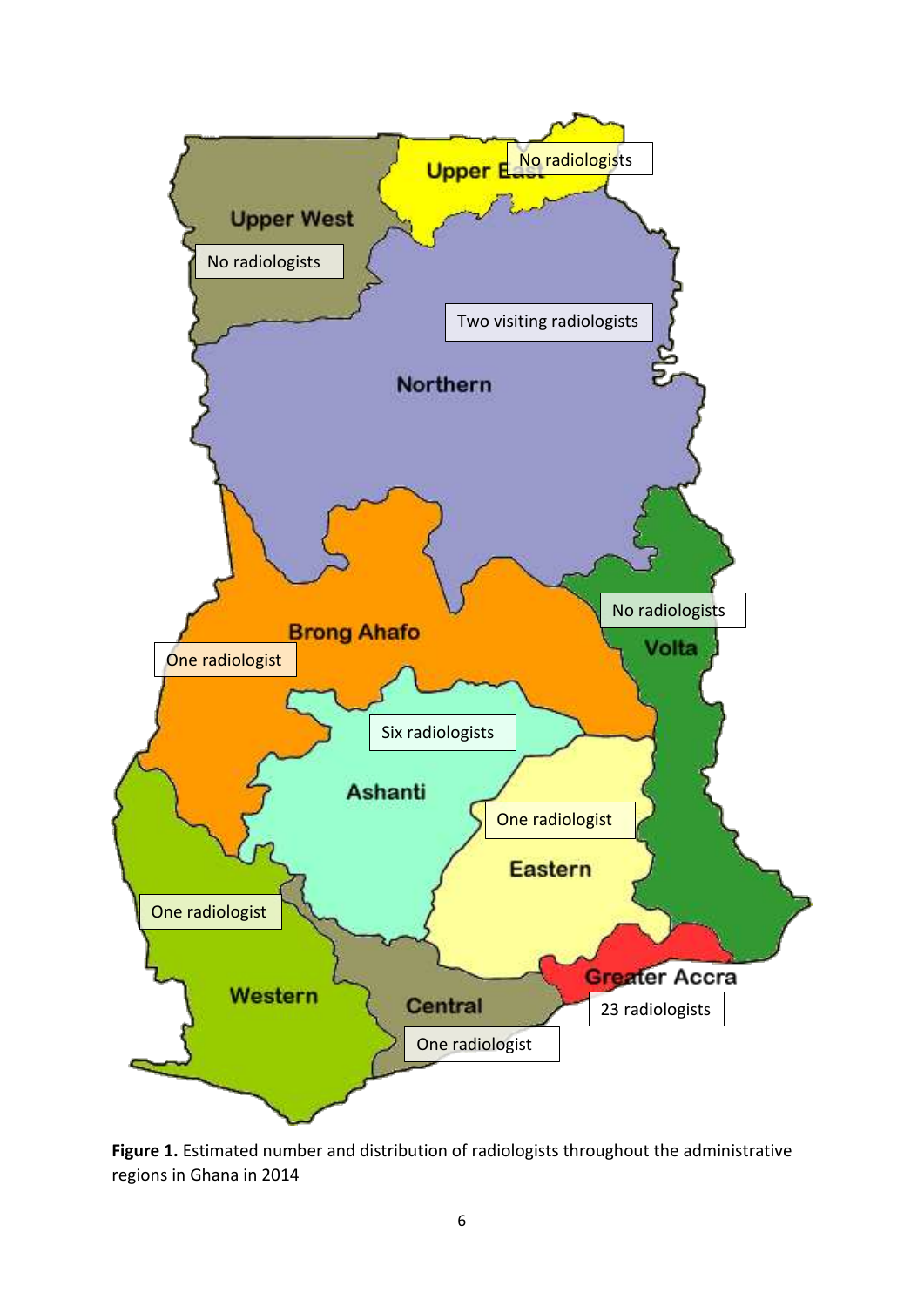**Figure 1.** Estimated number and distribution of radiologists throughout the administrative regions in Ghana in 2014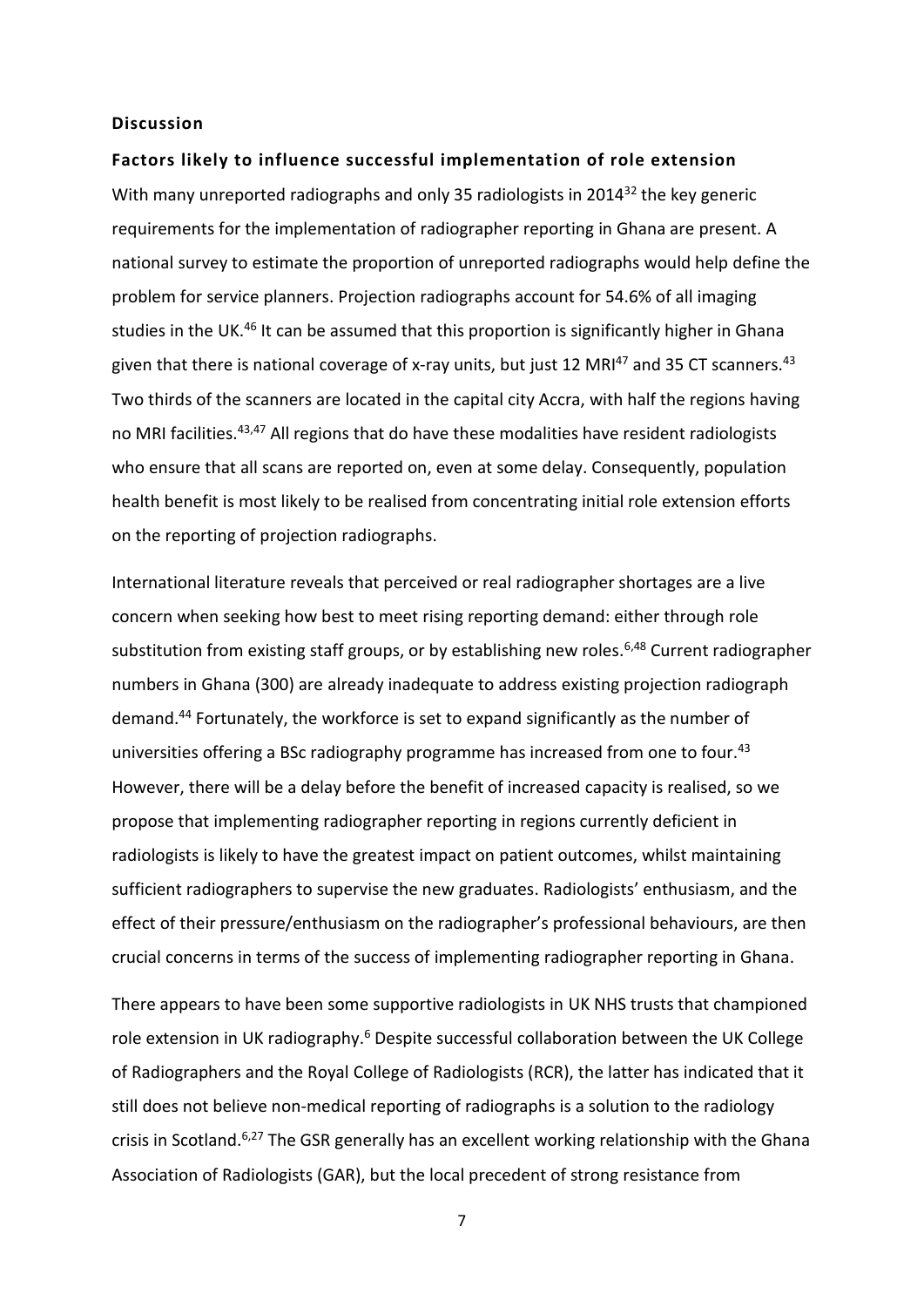## Discussion

### Factors likely to influence successful implementation of role extension

With many unreported radiographs and only 35 radiologists in 2014[32] the key generic requirements for the implementation of radiographer reporting in Ghana are present. A national survey to estimate the proportion of unreported radiographs would help define the problem for service planners. Projection radiographs account for 54.6% of all imaging studies in the UK.[46] It can be assumed that this proportion is significantly higher in Ghana given that there is national coverage of x-ray units, but just 12 MRI[47] and 35 CT scanners.[43] Two thirds of the scanners are located in the capital city Accra, with half the regions having no MRI facilities.[43,47] All regions that do have these modalities have resident radiologists who ensure that all scans are reported on, even at some delay. Consequently, population health benefit is most likely to be realised from concentrating initial role extension efforts on the reporting of projection radiographs.

International literature reveals that perceived or real radiographer shortages are a live concern when seeking how best to meet rising reporting demand: either through role substitution from existing staff groups, or by establishing new roles.[6,48] Current radiographer numbers in Ghana (300) are already inadequate to address existing projection radiograph demand.[44] Fortunately, the workforce is set to expand significantly as the number of universities offering a BSc radiography programme has increased from one to four.[43] However, there will be a delay before the benefit of increased capacity is realised, so we propose that implementing radiographer reporting in regions currently deficient in radiologists is likely to have the greatest impact on patient outcomes, whilst maintaining sufficient radiographers to supervise the new graduates. Radiologists' enthusiasm, and the effect of their pressure/enthusiasm on the radiographer's professional behaviours, are then crucial concerns in terms of the success of implementing radiographer reporting in Ghana.

There appears to have been some supportive radiologists in UK NHS trusts that championed role extension in UK radiography.[6] Despite successful collaboration between the UK College of Radiographers and the Royal College of Radiologists (RCR), the latter has indicated that it still does not believe non-medical reporting of radiographs is a solution to the radiology crisis in Scotland.[6,27] The GSR generally has an excellent working relationship with the Ghana Association of Radiologists (GAR), but the local precedent of strong resistance from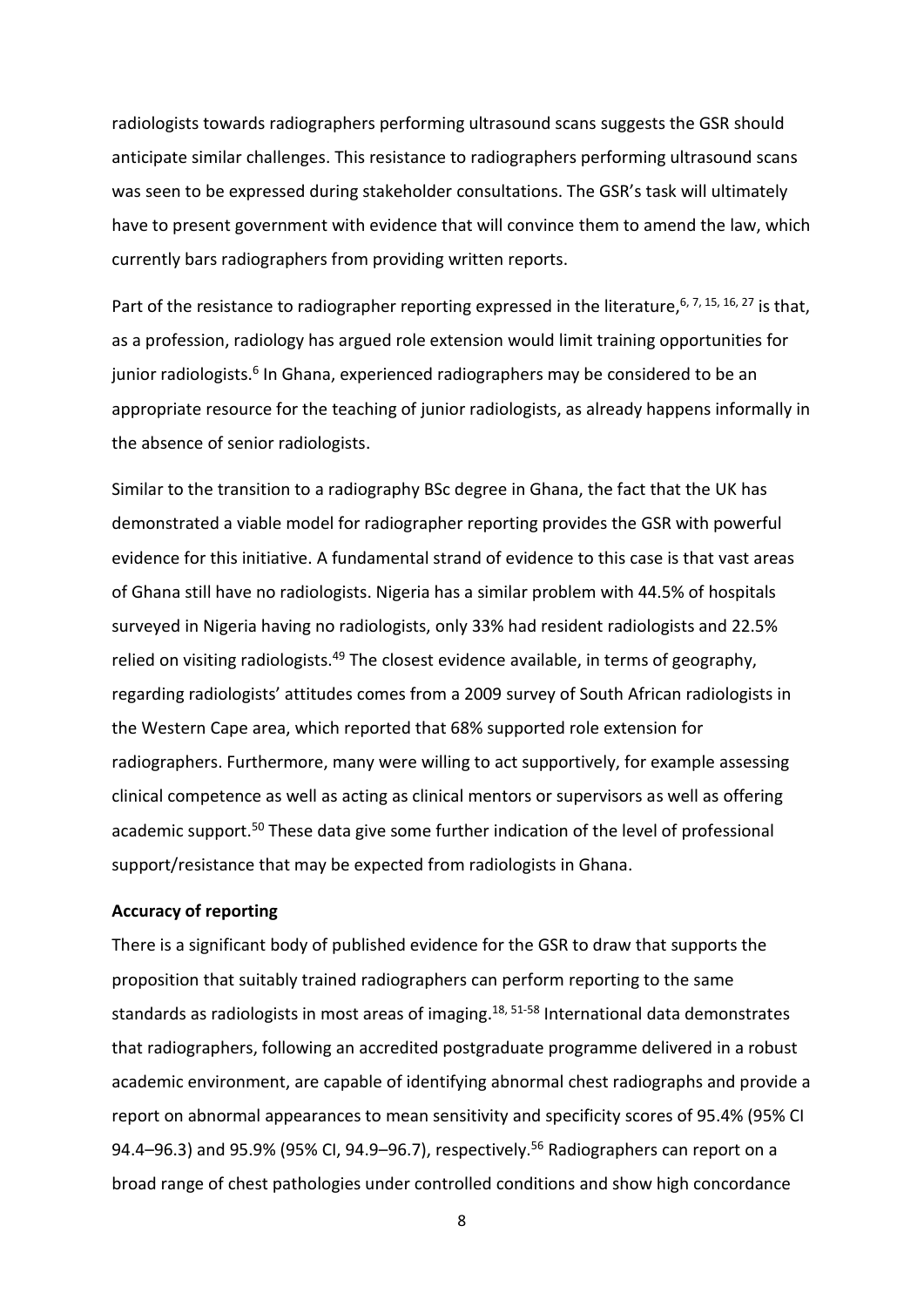radiologists towards radiographers performing ultrasound scans suggests the GSR should anticipate similar challenges. This resistance to radiographers performing ultrasound scans was seen to be expressed during stakeholder consultations. The GSR's task will ultimately have to present government with evidence that will convince them to amend the law, which currently bars radiographers from providing written reports.

Part of the resistance to radiographer reporting expressed in the literature,[6, 7, 15, 16, 27] is that, as a profession, radiology has argued role extension would limit training opportunities for junior radiologists.[6] In Ghana, experienced radiographers may be considered to be an appropriate resource for the teaching of junior radiologists, as already happens informally in the absence of senior radiologists.

Similar to the transition to a radiography BSc degree in Ghana, the fact that the UK has demonstrated a viable model for radiographer reporting provides the GSR with powerful evidence for this initiative. A fundamental strand of evidence to this case is that vast areas of Ghana still have no radiologists. Nigeria has a similar problem with 44.5% of hospitals surveyed in Nigeria having no radiologists, only 33% had resident radiologists and 22.5% relied on visiting radiologists.[49] The closest evidence available, in terms of geography, regarding radiologists' attitudes comes from a 2009 survey of South African radiologists in the Western Cape area, which reported that 68% supported role extension for radiographers. Furthermore, many were willing to act supportively, for example assessing clinical competence as well as acting as clinical mentors or supervisors as well as offering academic support.[50] These data give some further indication of the level of professional support/resistance that may be expected from radiologists in Ghana.

**Accuracy of reporting**

There is a significant body of published evidence for the GSR to draw that supports the proposition that suitably trained radiographers can perform reporting to the same standards as radiologists in most areas of imaging.[18, 51-58] International data demonstrates that radiographers, following an accredited postgraduate programme delivered in a robust academic environment, are capable of identifying abnormal chest radiographs and provide a report on abnormal appearances to mean sensitivity and specificity scores of 95.4% (95% CI 94.4–96.3) and 95.9% (95% CI, 94.9–96.7), respectively.[56] Radiographers can report on a broad range of chest pathologies under controlled conditions and show high concordance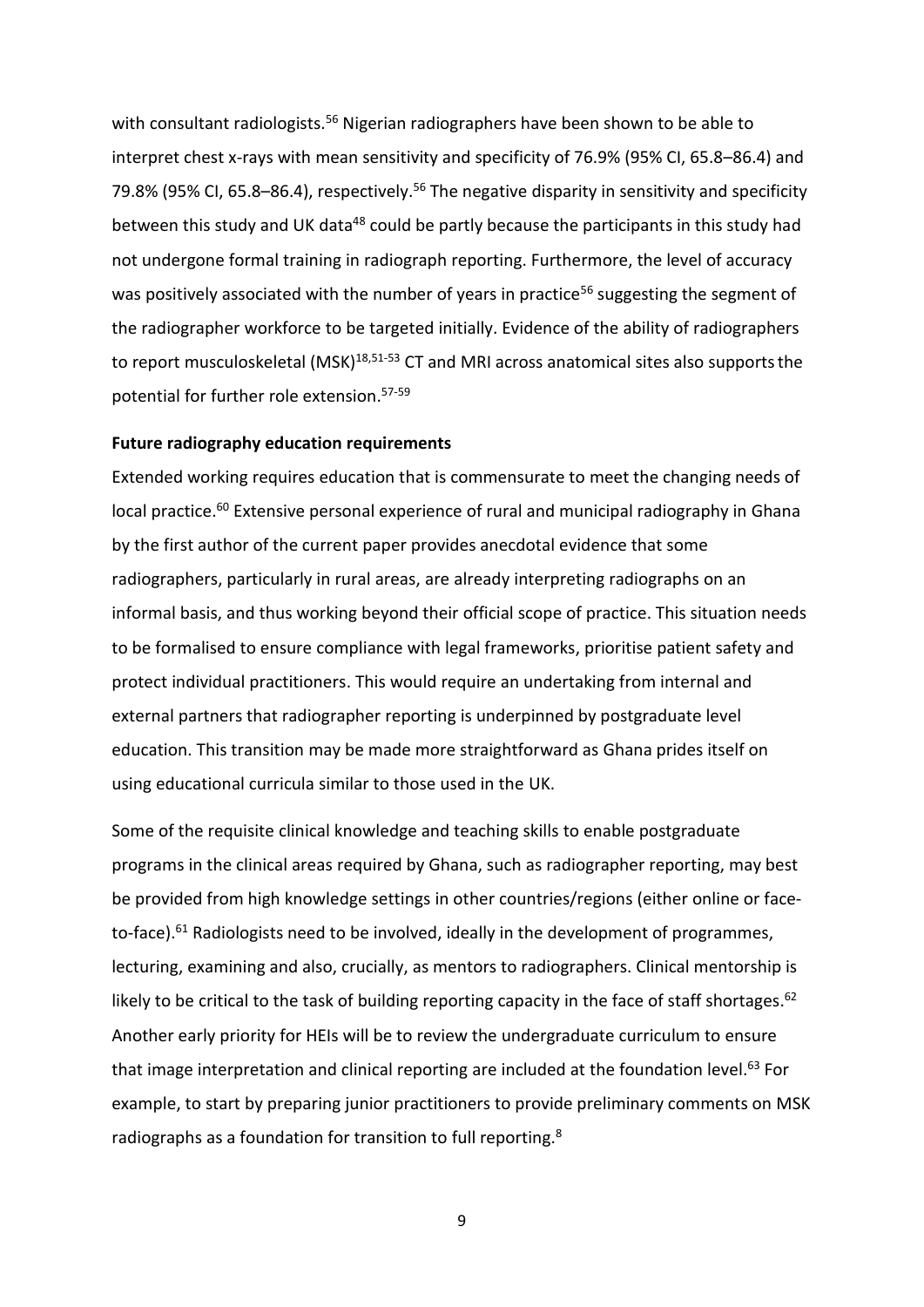with consultant radiologists.[56] Nigerian radiographers have been shown to be able to interpret chest x-rays with mean sensitivity and specificity of 76.9% (95% CI, 65.8–86.4) and 79.8% (95% CI, 65.8–86.4), respectively.[56] The negative disparity in sensitivity and specificity between this study and UK data[48] could be partly because the participants in this study had not undergone formal training in radiograph reporting. Furthermore, the level of accuracy was positively associated with the number of years in practice[56] suggesting the segment of the radiographer workforce to be targeted initially. Evidence of the ability of radiographers to report musculoskeletal (MSK)[18,51-53] CT and MRI across anatomical sites also supports the potential for further role extension.[57-59]

**Future radiography education requirements**

Extended working requires education that is commensurate to meet the changing needs of local practice.[60] Extensive personal experience of rural and municipal radiography in Ghana by the first author of the current paper provides anecdotal evidence that some radiographers, particularly in rural areas, are already interpreting radiographs on an informal basis, and thus working beyond their official scope of practice. This situation needs to be formalised to ensure compliance with legal frameworks, prioritise patient safety and protect individual practitioners. This would require an undertaking from internal and external partners that radiographer reporting is underpinned by postgraduate level education. This transition may be made more straightforward as Ghana prides itself on using educational curricula similar to those used in the UK.

Some of the requisite clinical knowledge and teaching skills to enable postgraduate programs in the clinical areas required by Ghana, such as radiographer reporting, may best be provided from high knowledge settings in other countries/regions (either online or face-to-face).[61] Radiologists need to be involved, ideally in the development of programmes, lecturing, examining and also, crucially, as mentors to radiographers. Clinical mentorship is likely to be critical to the task of building reporting capacity in the face of staff shortages.[62] Another early priority for HEIs will be to review the undergraduate curriculum to ensure that image interpretation and clinical reporting are included at the foundation level.[63] For example, to start by preparing junior practitioners to provide preliminary comments on MSK radiographs as a foundation for transition to full reporting.[8]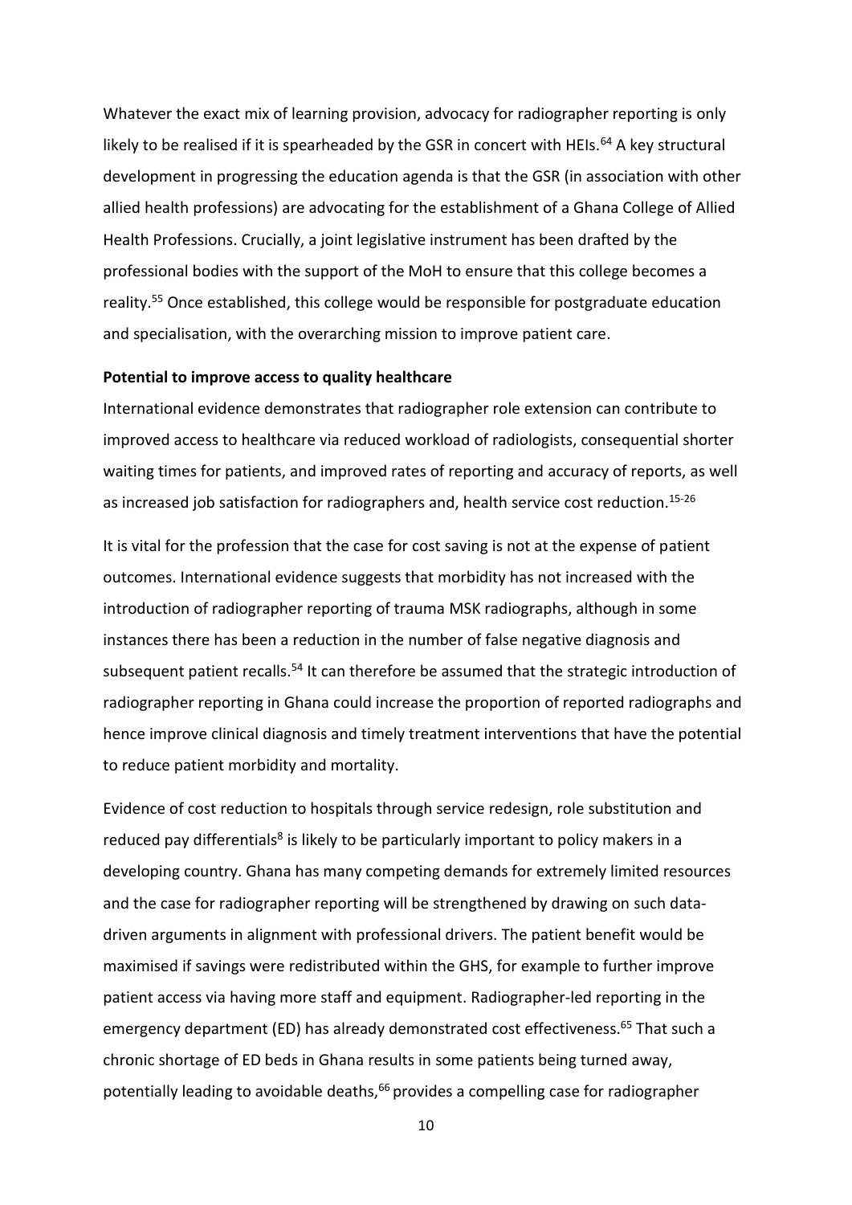Whatever the exact mix of learning provision, advocacy for radiographer reporting is only likely to be realised if it is spearheaded by the GSR in concert with HEIs.[64] A key structural development in progressing the education agenda is that the GSR (in association with other allied health professions) are advocating for the establishment of a Ghana College of Allied Health Professions. Crucially, a joint legislative instrument has been drafted by the professional bodies with the support of the MoH to ensure that this college becomes a reality.[55] Once established, this college would be responsible for postgraduate education and specialisation, with the overarching mission to improve patient care.

**Potential to improve access to quality healthcare**

International evidence demonstrates that radiographer role extension can contribute to improved access to healthcare via reduced workload of radiologists, consequential shorter waiting times for patients, and improved rates of reporting and accuracy of reports, as well as increased job satisfaction for radiographers and, health service cost reduction.[15-26]

It is vital for the profession that the case for cost saving is not at the expense of patient outcomes. International evidence suggests that morbidity has not increased with the introduction of radiographer reporting of trauma MSK radiographs, although in some instances there has been a reduction in the number of false negative diagnosis and subsequent patient recalls.[54] It can therefore be assumed that the strategic introduction of radiographer reporting in Ghana could increase the proportion of reported radiographs and hence improve clinical diagnosis and timely treatment interventions that have the potential to reduce patient morbidity and mortality.

Evidence of cost reduction to hospitals through service redesign, role substitution and reduced pay differentials[8] is likely to be particularly important to policy makers in a developing country. Ghana has many competing demands for extremely limited resources and the case for radiographer reporting will be strengthened by drawing on such data-driven arguments in alignment with professional drivers. The patient benefit would be maximised if savings were redistributed within the GHS, for example to further improve patient access via having more staff and equipment. Radiographer-led reporting in the emergency department (ED) has already demonstrated cost effectiveness.[65] That such a chronic shortage of ED beds in Ghana results in some patients being turned away, potentially leading to avoidable deaths,[66] provides a compelling case for radiographer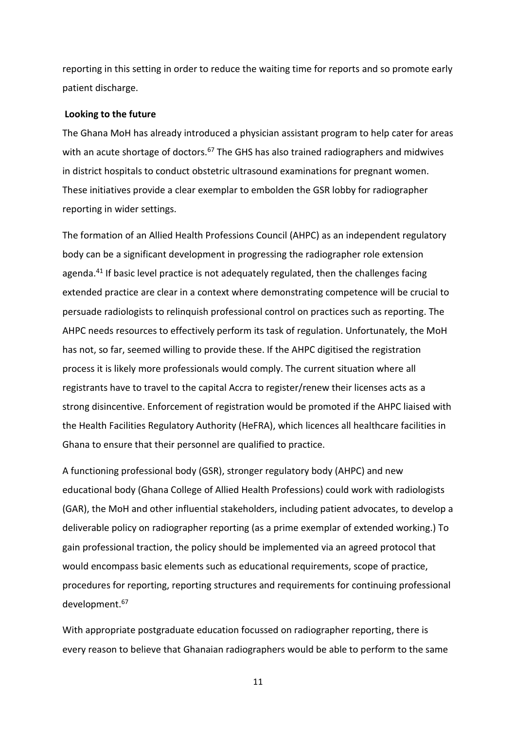reporting in this setting in order to reduce the waiting time for reports and so promote early patient discharge.

**Looking to the future**

The Ghana MoH has already introduced a physician assistant program to help cater for areas with an acute shortage of doctors.[67] The GHS has also trained radiographers and midwives in district hospitals to conduct obstetric ultrasound examinations for pregnant women. These initiatives provide a clear exemplar to embolden the GSR lobby for radiographer reporting in wider settings.

The formation of an Allied Health Professions Council (AHPC) as an independent regulatory body can be a significant development in progressing the radiographer role extension agenda.[41] If basic level practice is not adequately regulated, then the challenges facing extended practice are clear in a context where demonstrating competence will be crucial to persuade radiologists to relinquish professional control on practices such as reporting. The AHPC needs resources to effectively perform its task of regulation. Unfortunately, the MoH has not, so far, seemed willing to provide these. If the AHPC digitised the registration process it is likely more professionals would comply. The current situation where all registrants have to travel to the capital Accra to register/renew their licenses acts as a strong disincentive. Enforcement of registration would be promoted if the AHPC liaised with the Health Facilities Regulatory Authority (HeFRA), which licences all healthcare facilities in Ghana to ensure that their personnel are qualified to practice.

A functioning professional body (GSR), stronger regulatory body (AHPC) and new educational body (Ghana College of Allied Health Professions) could work with radiologists (GAR), the MoH and other influential stakeholders, including patient advocates, to develop a deliverable policy on radiographer reporting (as a prime exemplar of extended working.) To gain professional traction, the policy should be implemented via an agreed protocol that would encompass basic elements such as educational requirements, scope of practice, procedures for reporting, reporting structures and requirements for continuing professional development.[67]

With appropriate postgraduate education focussed on radiographer reporting, there is every reason to believe that Ghanaian radiographers would be able to perform to the same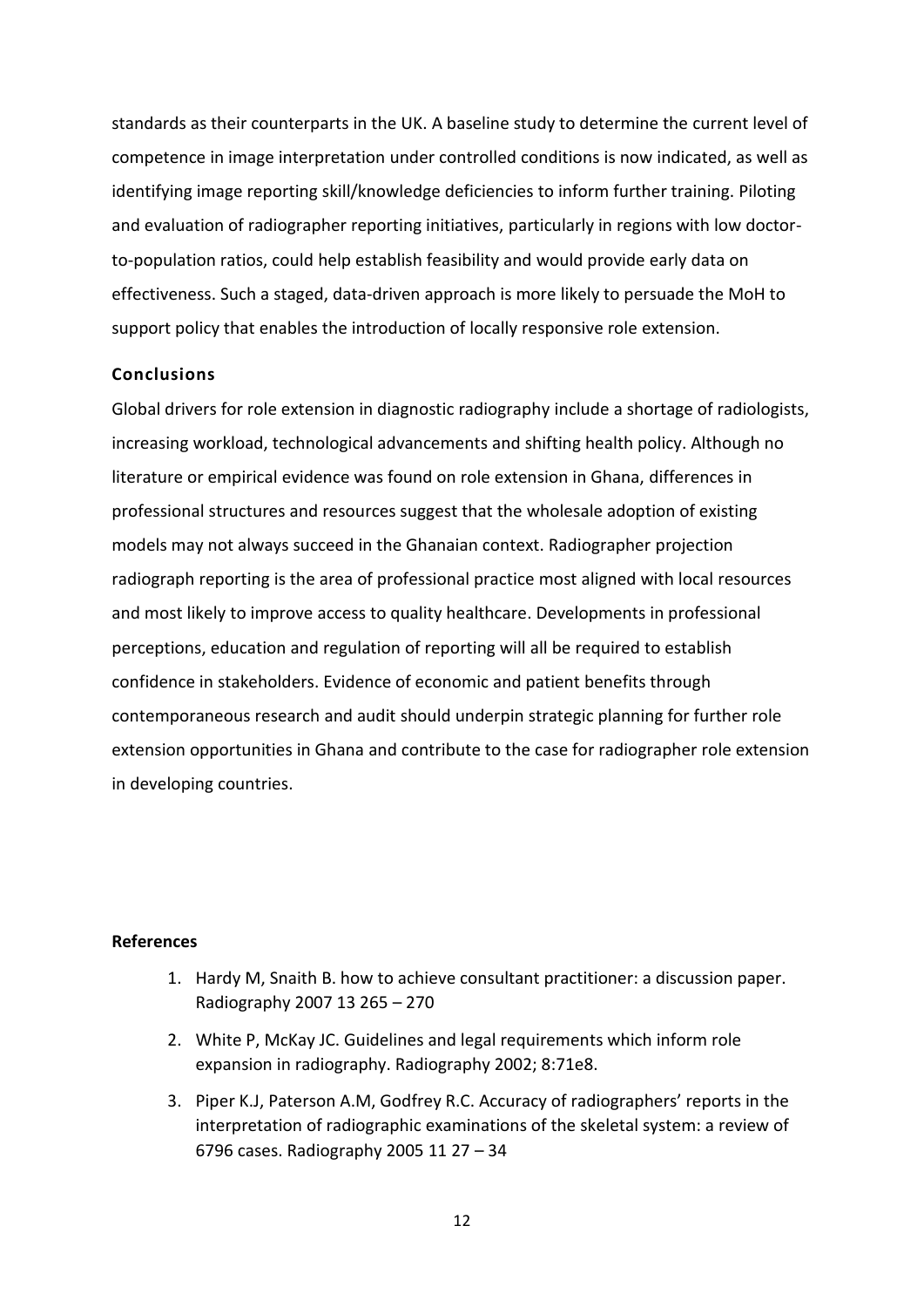standards as their counterparts in the UK. A baseline study to determine the current level of competence in image interpretation under controlled conditions is now indicated, as well as identifying image reporting skill/knowledge deficiencies to inform further training. Piloting and evaluation of radiographer reporting initiatives, particularly in regions with low doctor-to-population ratios, could help establish feasibility and would provide early data on effectiveness. Such a staged, data-driven approach is more likely to persuade the MoH to support policy that enables the introduction of locally responsive role extension.

## Conclusions

Global drivers for role extension in diagnostic radiography include a shortage of radiologists, increasing workload, technological advancements and shifting health policy. Although no literature or empirical evidence was found on role extension in Ghana, differences in professional structures and resources suggest that the wholesale adoption of existing models may not always succeed in the Ghanaian context. Radiographer projection radiograph reporting is the area of professional practice most aligned with local resources and most likely to improve access to quality healthcare. Developments in professional perceptions, education and regulation of reporting will all be required to establish confidence in stakeholders. Evidence of economic and patient benefits through contemporaneous research and audit should underpin strategic planning for further role extension opportunities in Ghana and contribute to the case for radiographer role extension in developing countries.

## References

1. Hardy M, Snaith B. how to achieve consultant practitioner: a discussion paper. Radiography 2007 13 265 – 270
2. White P, McKay JC. Guidelines and legal requirements which inform role expansion in radiography. Radiography 2002; 8:71e8.
3. Piper K.J, Paterson A.M, Godfrey R.C. Accuracy of radiographers' reports in the interpretation of radiographic examinations of the skeletal system: a review of 6796 cases. Radiography 2005 11 27 – 34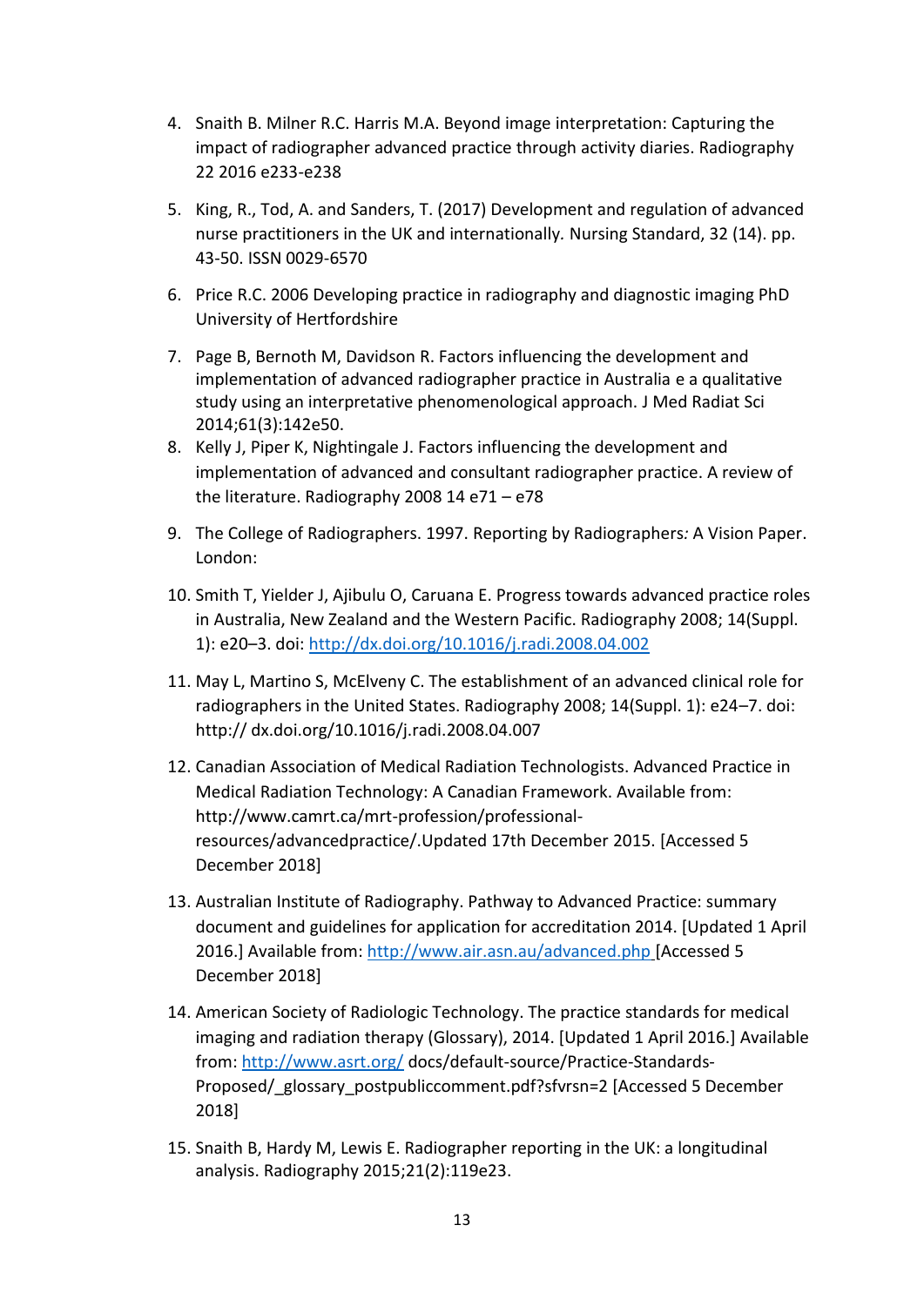4. Snaith B. Milner R.C. Harris M.A. Beyond image interpretation: Capturing the impact of radiographer advanced practice through activity diaries. Radiography 22 2016 e233-e238

5. King, R., Tod, A. and Sanders, T. (2017) Development and regulation of advanced nurse practitioners in the UK and internationally. Nursing Standard, 32 (14). pp. 43-50. ISSN 0029-6570

6. Price R.C. 2006 Developing practice in radiography and diagnostic imaging PhD University of Hertfordshire

7. Page B, Bernoth M, Davidson R. Factors influencing the development and implementation of advanced radiographer practice in Australia e a qualitative study using an interpretative phenomenological approach. J Med Radiat Sci 2014;61(3):142e50.

8. Kelly J, Piper K, Nightingale J. Factors influencing the development and implementation of advanced and consultant radiographer practice. A review of the literature. Radiography 2008 14 e71 – e78

9. The College of Radiographers. 1997. Reporting by Radiographers*:* A Vision Paper. London:

10. Smith T, Yielder J, Ajibulu O, Caruana E. Progress towards advanced practice roles in Australia, New Zealand and the Western Pacific. Radiography 2008; 14(Suppl. 1): e20–3. doi: http://dx.doi.org/10.1016/j.radi.2008.04.002

11. May L, Martino S, McElveny C. The establishment of an advanced clinical role for radiographers in the United States. Radiography 2008; 14(Suppl. 1): e24–7. doi: http:// dx.doi.org/10.1016/j.radi.2008.04.007

12. Canadian Association of Medical Radiation Technologists. Advanced Practice in Medical Radiation Technology: A Canadian Framework. Available from: http://www.camrt.ca/mrt-profession/professional-resources/advancedpractice/.Updated 17th December 2015. [Accessed 5 December 2018]

13. Australian Institute of Radiography. Pathway to Advanced Practice: summary document and guidelines for application for accreditation 2014. [Updated 1 April 2016.] Available from: http://www.air.asn.au/advanced.php [Accessed 5 December 2018]

14. American Society of Radiologic Technology. The practice standards for medical imaging and radiation therapy (Glossary), 2014. [Updated 1 April 2016.] Available from: http://www.asrt.org/ docs/default-source/Practice-Standards-Proposed/_glossary_postpubliccomment.pdf?sfvrsn=2 [Accessed 5 December 2018]

15. Snaith B, Hardy M, Lewis E. Radiographer reporting in the UK: a longitudinal analysis. Radiography 2015;21(2):119e23.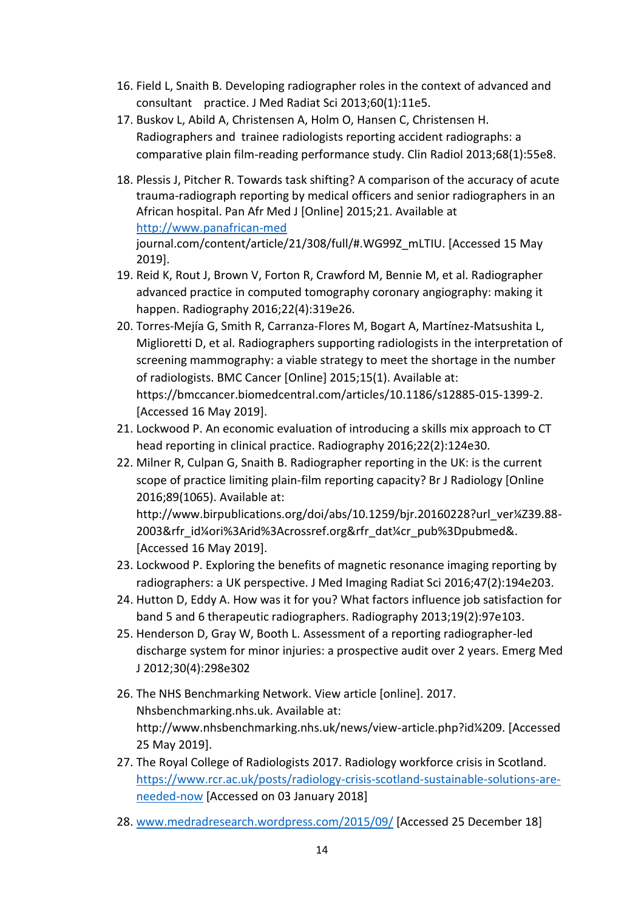16. Field L, Snaith B. Developing radiographer roles in the context of advanced and consultant practice. J Med Radiat Sci 2013;60(1):11e5.
17. Buskov L, Abild A, Christensen A, Holm O, Hansen C, Christensen H. Radiographers and trainee radiologists reporting accident radiographs: a comparative plain film-reading performance study. Clin Radiol 2013;68(1):55e8.
18. Plessis J, Pitcher R. Towards task shifting? A comparison of the accuracy of acute trauma-radiograph reporting by medical officers and senior radiographers in an African hospital. Pan Afr Med J [Online] 2015;21. Available at http://www.panafrican-med journal.com/content/article/21/308/full/#.WG99Z_mLTIU. [Accessed 15 May 2019].
19. Reid K, Rout J, Brown V, Forton R, Crawford M, Bennie M, et al. Radiographer advanced practice in computed tomography coronary angiography: making it happen. Radiography 2016;22(4):319e26.
20. Torres-Mejía G, Smith R, Carranza-Flores M, Bogart A, Martínez-Matsushita L, Miglioretti D, et al. Radiographers supporting radiologists in the interpretation of screening mammography: a viable strategy to meet the shortage in the number of radiologists. BMC Cancer [Online] 2015;15(1). Available at: https://bmccancer.biomedcentral.com/articles/10.1186/s12885-015-1399-2. [Accessed 16 May 2019].
21. Lockwood P. An economic evaluation of introducing a skills mix approach to CT head reporting in clinical practice. Radiography 2016;22(2):124e30.
22. Milner R, Culpan G, Snaith B. Radiographer reporting in the UK: is the current scope of practice limiting plain-film reporting capacity? Br J Radiology [Online 2016;89(1065). Available at: http://www.birpublications.org/doi/abs/10.1259/bjr.20160228?url_ver¼Z39.88-2003&rfr_id¼ori%3Arid%3Acrossref.org&rfr_dat¼cr_pub%3Dpubmed&. [Accessed 16 May 2019].
23. Lockwood P. Exploring the benefits of magnetic resonance imaging reporting by radiographers: a UK perspective. J Med Imaging Radiat Sci 2016;47(2):194e203.
24. Hutton D, Eddy A. How was it for you? What factors influence job satisfaction for band 5 and 6 therapeutic radiographers. Radiography 2013;19(2):97e103.
25. Henderson D, Gray W, Booth L. Assessment of a reporting radiographer-led discharge system for minor injuries: a prospective audit over 2 years. Emerg Med J 2012;30(4):298e302
26. The NHS Benchmarking Network. View article [online]. 2017. Nhsbenchmarking.nhs.uk. Available at: http://www.nhsbenchmarking.nhs.uk/news/view-article.php?id¼209. [Accessed 25 May 2019].
27. The Royal College of Radiologists 2017. Radiology workforce crisis in Scotland. https://www.rcr.ac.uk/posts/radiology-crisis-scotland-sustainable-solutions-are-needed-now [Accessed on 03 January 2018]
28. www.medradresearch.wordpress.com/2015/09/ [Accessed 25 December 18]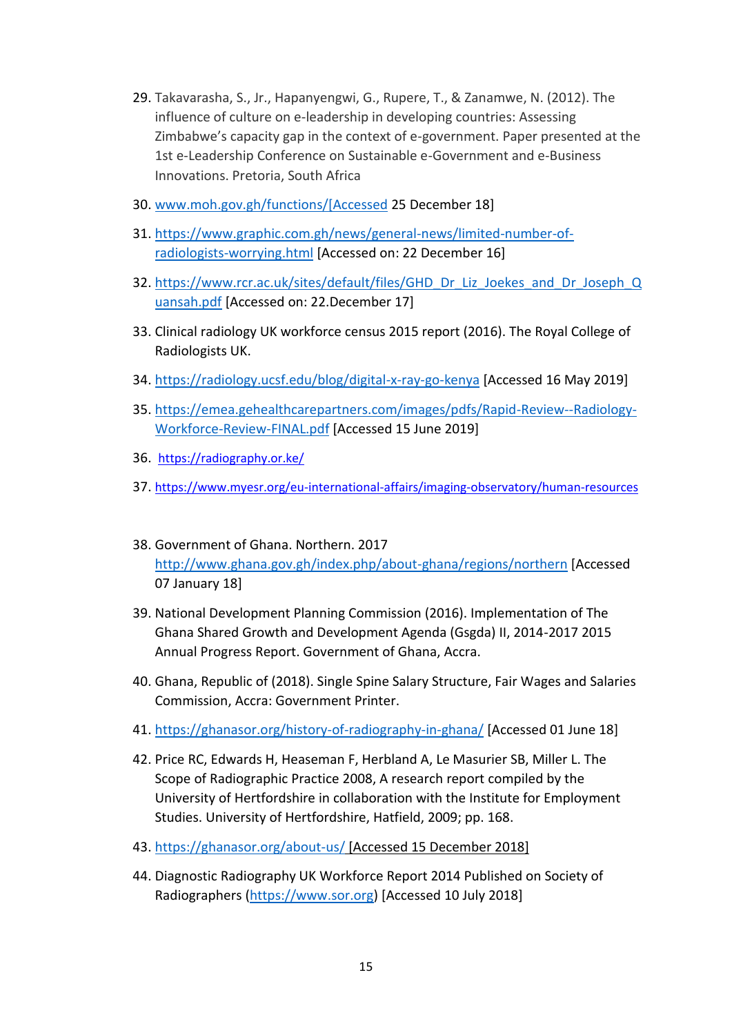29. Takavarasha, S., Jr., Hapanyengwi, G., Rupere, T., & Zanamwe, N. (2012). The influence of culture on e-leadership in developing countries: Assessing Zimbabwe's capacity gap in the context of e-government. Paper presented at the 1st e-Leadership Conference on Sustainable e-Government and e-Business Innovations. Pretoria, South Africa

30. www.moh.gov.gh/functions/[Accessed 25 December 18]

31. https://www.graphic.com.gh/news/general-news/limited-number-of-radiologists-worrying.html [Accessed on: 22 December 16]

32. https://www.rcr.ac.uk/sites/default/files/GHD_Dr_Liz_Joekes_and_Dr_Joseph_Quansah.pdf [Accessed on: 22.December 17]

33. Clinical radiology UK workforce census 2015 report (2016). The Royal College of Radiologists UK.

34. https://radiology.ucsf.edu/blog/digital-x-ray-go-kenya [Accessed 16 May 2019]

35. https://emea.gehealthcarepartners.com/images/pdfs/Rapid-Review--Radiology-Workforce-Review-FINAL.pdf [Accessed 15 June 2019]

36. https://radiography.or.ke/

37. https://www.myesr.org/eu-international-affairs/imaging-observatory/human-resources

38. Government of Ghana. Northern. 2017 http://www.ghana.gov.gh/index.php/about-ghana/regions/northern [Accessed 07 January 18]

39. National Development Planning Commission (2016). Implementation of The Ghana Shared Growth and Development Agenda (Gsgda) II, 2014-2017 2015 Annual Progress Report. Government of Ghana, Accra.

40. Ghana, Republic of (2018). Single Spine Salary Structure, Fair Wages and Salaries Commission, Accra: Government Printer.

41. https://ghanasor.org/history-of-radiography-in-ghana/ [Accessed 01 June 18]

42. Price RC, Edwards H, Heaseman F, Herbland A, Le Masurier SB, Miller L. The Scope of Radiographic Practice 2008, A research report compiled by the University of Hertfordshire in collaboration with the Institute for Employment Studies. University of Hertfordshire, Hatfield, 2009; pp. 168.

43. https://ghanasor.org/about-us/ [Accessed 15 December 2018]

44. Diagnostic Radiography UK Workforce Report 2014 Published on Society of Radiographers (https://www.sor.org) [Accessed 10 July 2018]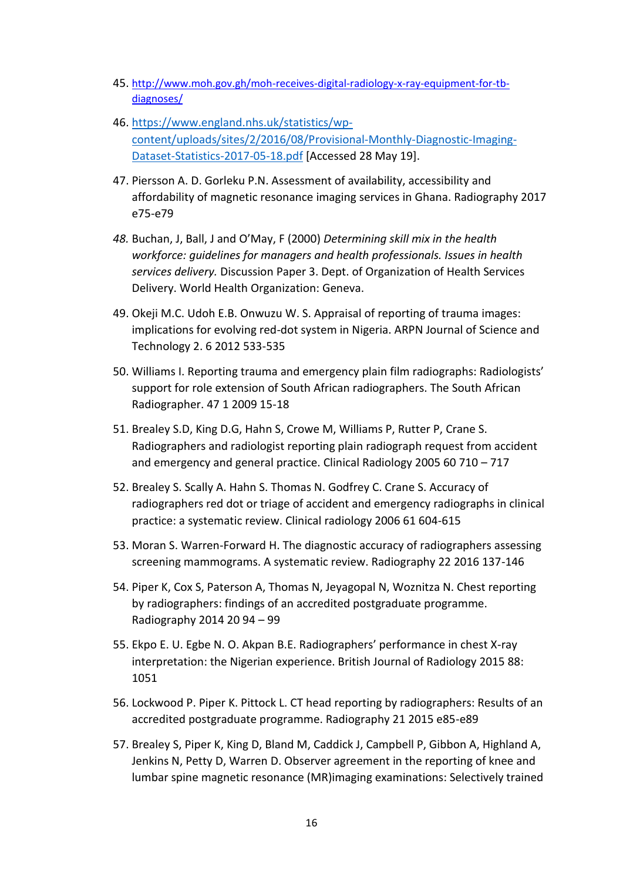45. [http://www.moh.gov.gh/moh-receives-digital-radiology-x-ray-equipment-for-tb-diagnoses/](http://www.moh.gov.gh/moh-receives-digital-radiology-x-ray-equipment-for-tb-diagnoses/)

46. [https://www.england.nhs.uk/statistics/wp-content/uploads/sites/2/2016/08/Provisional-Monthly-Diagnostic-Imaging-Dataset-Statistics-2017-05-18.pdf](https://www.england.nhs.uk/statistics/wp-content/uploads/sites/2/2016/08/Provisional-Monthly-Diagnostic-Imaging-Dataset-Statistics-2017-05-18.pdf) [Accessed 28 May 19].

47. Piersson A. D. Gorleku P.N. Assessment of availability, accessibility and affordability of magnetic resonance imaging services in Ghana. Radiography 2017 e75-e79

48. Buchan, J, Ball, J and O'May, F (2000) *Determining skill mix in the health workforce: guidelines for managers and health professionals. Issues in health services delivery.* Discussion Paper 3. Dept. of Organization of Health Services Delivery. World Health Organization: Geneva.

49. Okeji M.C. Udoh E.B. Onwuzu W. S. Appraisal of reporting of trauma images: implications for evolving red-dot system in Nigeria. ARPN Journal of Science and Technology 2. 6 2012 533-535

50. Williams I. Reporting trauma and emergency plain film radiographs: Radiologists' support for role extension of South African radiographers. The South African Radiographer. 47 1 2009 15-18

51. Brealey S.D, King D.G, Hahn S, Crowe M, Williams P, Rutter P, Crane S. Radiographers and radiologist reporting plain radiograph request from accident and emergency and general practice. Clinical Radiology 2005 60 710 – 717

52. Brealey S. Scally A. Hahn S. Thomas N. Godfrey C. Crane S. Accuracy of radiographers red dot or triage of accident and emergency radiographs in clinical practice: a systematic review. Clinical radiology 2006 61 604-615

53. Moran S. Warren-Forward H. The diagnostic accuracy of radiographers assessing screening mammograms. A systematic review. Radiography 22 2016 137-146

54. Piper K, Cox S, Paterson A, Thomas N, Jeyagopal N, Woznitza N. Chest reporting by radiographers: findings of an accredited postgraduate programme. Radiography 2014 20 94 – 99

55. Ekpo E. U. Egbe N. O. Akpan B.E. Radiographers' performance in chest X-ray interpretation: the Nigerian experience. British Journal of Radiology 2015 88: 1051

56. Lockwood P. Piper K. Pittock L. CT head reporting by radiographers: Results of an accredited postgraduate programme. Radiography 21 2015 e85-e89

57. Brealey S, Piper K, King D, Bland M, Caddick J, Campbell P, Gibbon A, Highland A, Jenkins N, Petty D, Warren D. Observer agreement in the reporting of knee and lumbar spine magnetic resonance (MR)imaging examinations: Selectively trained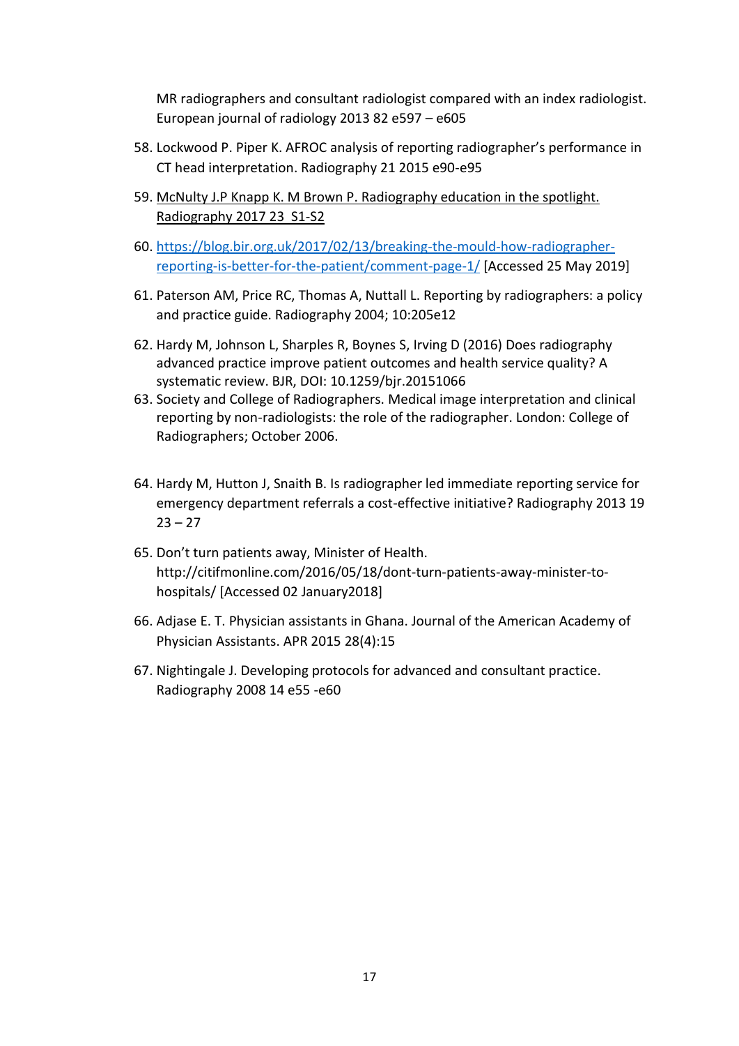MR radiographers and consultant radiologist compared with an index radiologist. European journal of radiology 2013 82 e597 – e605

58. Lockwood P. Piper K. AFROC analysis of reporting radiographer's performance in CT head interpretation. Radiography 21 2015 e90-e95

59. McNulty J.P Knapp K. M Brown P. Radiography education in the spotlight. Radiography 2017 23 S1-S2

60. https://blog.bir.org.uk/2017/02/13/breaking-the-mould-how-radiographer-reporting-is-better-for-the-patient/comment-page-1/ [Accessed 25 May 2019]

61. Paterson AM, Price RC, Thomas A, Nuttall L. Reporting by radiographers: a policy and practice guide. Radiography 2004; 10:205e12

62. Hardy M, Johnson L, Sharples R, Boynes S, Irving D (2016) Does radiography advanced practice improve patient outcomes and health service quality? A systematic review. BJR, DOI: 10.1259/bjr.20151066

63. Society and College of Radiographers. Medical image interpretation and clinical reporting by non-radiologists: the role of the radiographer. London: College of Radiographers; October 2006.

64. Hardy M, Hutton J, Snaith B. Is radiographer led immediate reporting service for emergency department referrals a cost-effective initiative? Radiography 2013 19 23 – 27

65. Don't turn patients away, Minister of Health. http://citifmonline.com/2016/05/18/dont-turn-patients-away-minister-to-hospitals/ [Accessed 02 January2018]

66. Adjase E. T. Physician assistants in Ghana. Journal of the American Academy of Physician Assistants. APR 2015 28(4):15

67. Nightingale J. Developing protocols for advanced and consultant practice. Radiography 2008 14 e55 -e60